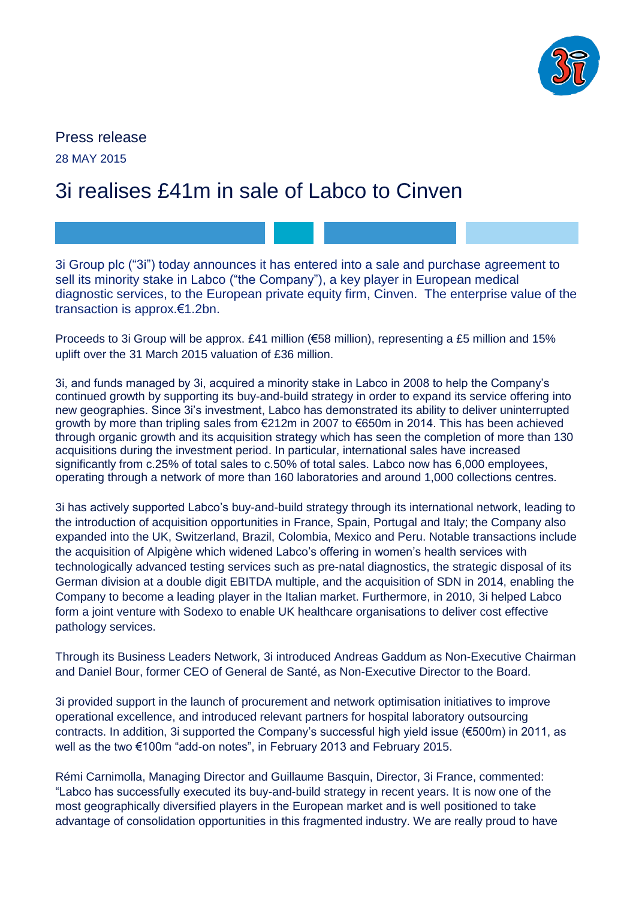Press release

28 MAY 2015

# 3i realises £41m in sale of Labco to Cinven

3i Group plc ("3i") today announces it has entered into a sale and purchase agreement to sell its minority stake in Labco ("the Company"), a key player in European medical diagnostic services, to the European private equity firm, Cinven. The enterprise value of the transaction is approx.€1.2bn.

Proceeds to 3i Group will be approx. £41 million (€58 million), representing a £5 million and 15% uplift over the 31 March 2015 valuation of £36 million.

3i, and funds managed by 3i, acquired a minority stake in Labco in 2008 to help the Company's continued growth by supporting its buy-and-build strategy in order to expand its service offering into new geographies. Since 3i's investment, Labco has demonstrated its ability to deliver uninterrupted growth by more than tripling sales from €212m in 2007 to €650m in 2014. This has been achieved through organic growth and its acquisition strategy which has seen the completion of more than 130 acquisitions during the investment period. In particular, international sales have increased significantly from c.25% of total sales to c.50% of total sales. Labco now has 6,000 employees, operating through a network of more than 160 laboratories and around 1,000 collections centres.

3i has actively supported Labco's buy-and-build strategy through its international network, leading to the introduction of acquisition opportunities in France, Spain, Portugal and Italy; the Company also expanded into the UK, Switzerland, Brazil, Colombia, Mexico and Peru. Notable transactions include the acquisition of Alpigène which widened Labco's offering in women's health services with technologically advanced testing services such as pre-natal diagnostics, the strategic disposal of its German division at a double digit EBITDA multiple, and the acquisition of SDN in 2014, enabling the Company to become a leading player in the Italian market. Furthermore, in 2010, 3i helped Labco form a joint venture with Sodexo to enable UK healthcare organisations to deliver cost effective pathology services.

Through its Business Leaders Network, 3i introduced Andreas Gaddum as Non-Executive Chairman and Daniel Bour, former CEO of General de Santé, as Non-Executive Director to the Board.

3i provided support in the launch of procurement and network optimisation initiatives to improve operational excellence, and introduced relevant partners for hospital laboratory outsourcing contracts. In addition, 3i supported the Company's successful high yield issue (€500m) in 2011, as well as the two €100m "add-on notes", in February 2013 and February 2015.

Rémi Carnimolla, Managing Director and Guillaume Basquin, Director, 3i France, commented: "Labco has successfully executed its buy-and-build strategy in recent years. It is now one of the most geographically diversified players in the European market and is well positioned to take advantage of consolidation opportunities in this fragmented industry. We are really proud to have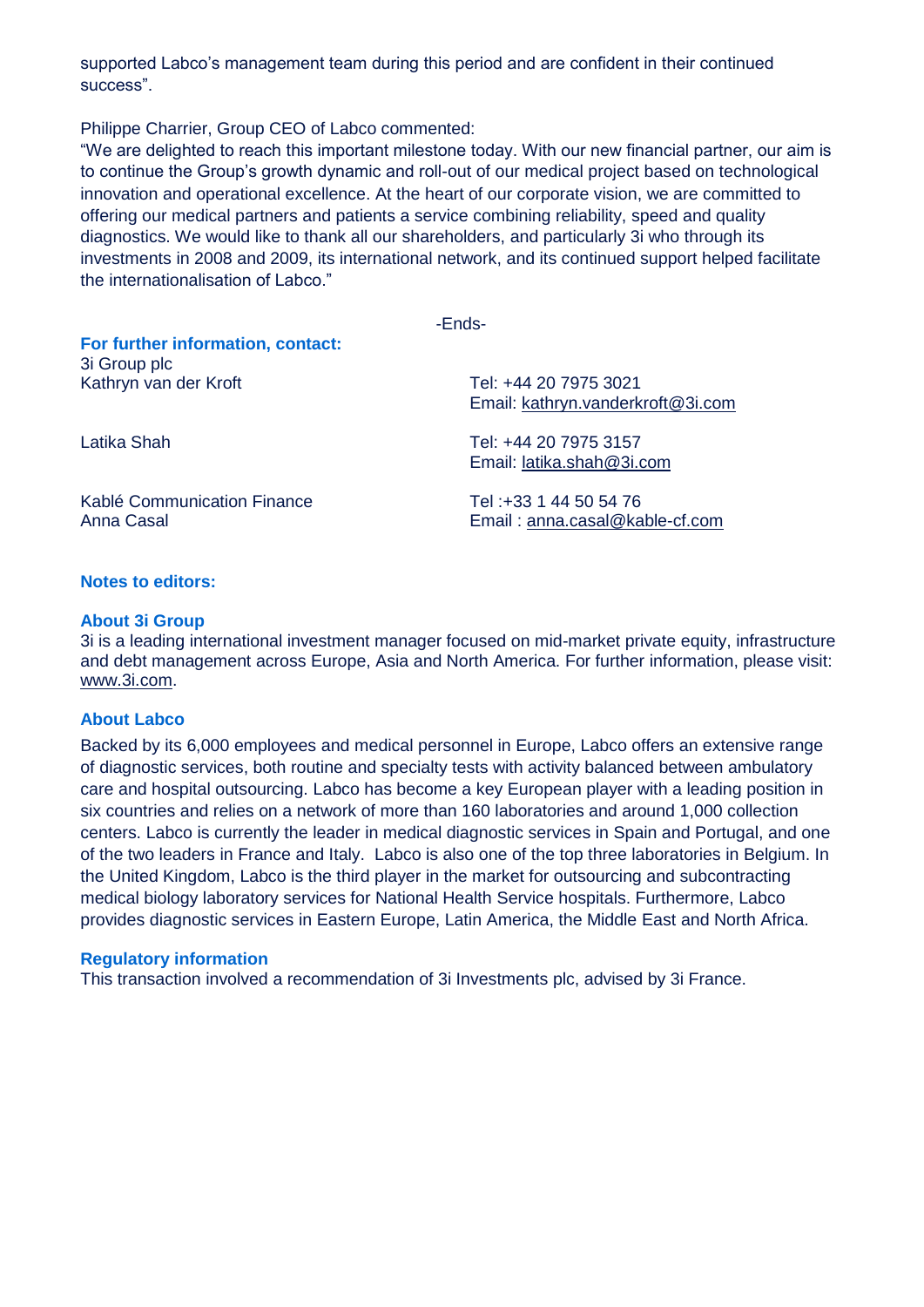supported Labco's management team during this period and are confident in their continued success".

Philippe Charrier, Group CEO of Labco commented:

"We are delighted to reach this important milestone today. With our new financial partner, our aim is to continue the Group's growth dynamic and roll-out of our medical project based on technological innovation and operational excellence. At the heart of our corporate vision, we are committed to offering our medical partners and patients a service combining reliability, speed and quality diagnostics. We would like to thank all our shareholders, and particularly 3i who through its investments in 2008 and 2009, its international network, and its continued support helped facilitate the internationalisation of Labco."

-Ends-

**For further information, contact:**

3i Group plc
Kathryn van der Kroft — Tel: +44 20 7975 3021, Email: kathryn.vanderkroft@3i.com

Latika Shah — Tel: +44 20 7975 3157, Email: latika.shah@3i.com

Kablé Communication Finance
Anna Casal — Tel :+33 1 44 50 54 76, Email : anna.casal@kable-cf.com

**Notes to editors:**

**About 3i Group**

3i is a leading international investment manager focused on mid-market private equity, infrastructure and debt management across Europe, Asia and North America. For further information, please visit: www.3i.com.

**About Labco**

Backed by its 6,000 employees and medical personnel in Europe, Labco offers an extensive range of diagnostic services, both routine and specialty tests with activity balanced between ambulatory care and hospital outsourcing. Labco has become a key European player with a leading position in six countries and relies on a network of more than 160 laboratories and around 1,000 collection centers. Labco is currently the leader in medical diagnostic services in Spain and Portugal, and one of the two leaders in France and Italy. Labco is also one of the top three laboratories in Belgium. In the United Kingdom, Labco is the third player in the market for outsourcing and subcontracting medical biology laboratory services for National Health Service hospitals. Furthermore, Labco provides diagnostic services in Eastern Europe, Latin America, the Middle East and North Africa.

**Regulatory information**

This transaction involved a recommendation of 3i Investments plc, advised by 3i France.